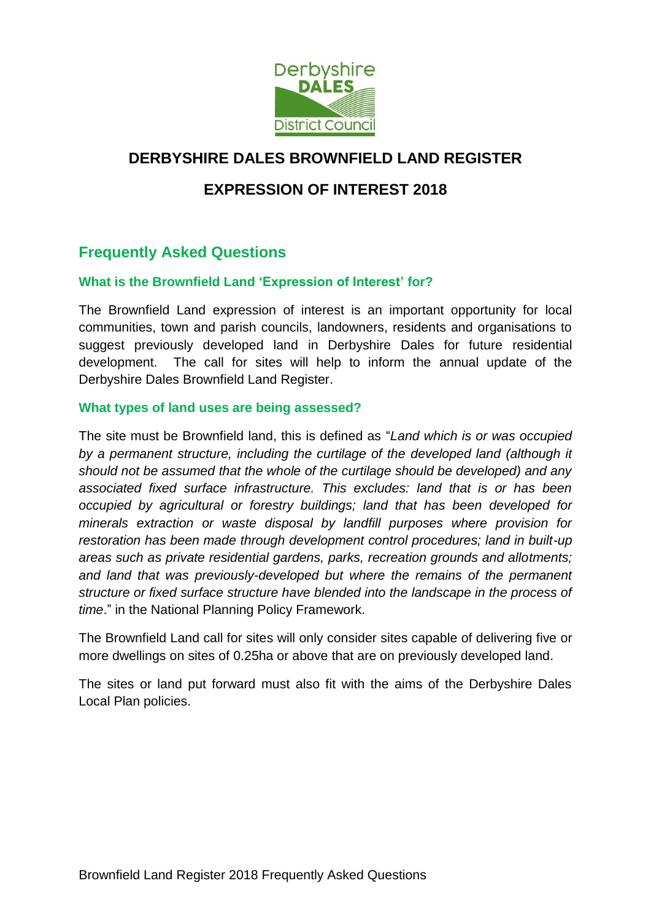# DERBYSHIRE DALES BROWNFIELD LAND REGISTER

# EXPRESSION OF INTEREST 2018

## Frequently Asked Questions

### What is the Brownfield Land 'Expression of Interest' for?

The Brownfield Land expression of interest is an important opportunity for local communities, town and parish councils, landowners, residents and organisations to suggest previously developed land in Derbyshire Dales for future residential development. The call for sites will help to inform the annual update of the Derbyshire Dales Brownfield Land Register.

### What types of land uses are being assessed?

The site must be Brownfield land, this is defined as "*Land which is or was occupied by a permanent structure, including the curtilage of the developed land (although it should not be assumed that the whole of the curtilage should be developed) and any associated fixed surface infrastructure. This excludes: land that is or has been occupied by agricultural or forestry buildings; land that has been developed for minerals extraction or waste disposal by landfill purposes where provision for restoration has been made through development control procedures; land in built-up areas such as private residential gardens, parks, recreation grounds and allotments; and land that was previously-developed but where the remains of the permanent structure or fixed surface structure have blended into the landscape in the process of time*." in the National Planning Policy Framework.

The Brownfield Land call for sites will only consider sites capable of delivering five or more dwellings on sites of 0.25ha or above that are on previously developed land.

The sites or land put forward must also fit with the aims of the Derbyshire Dales Local Plan policies.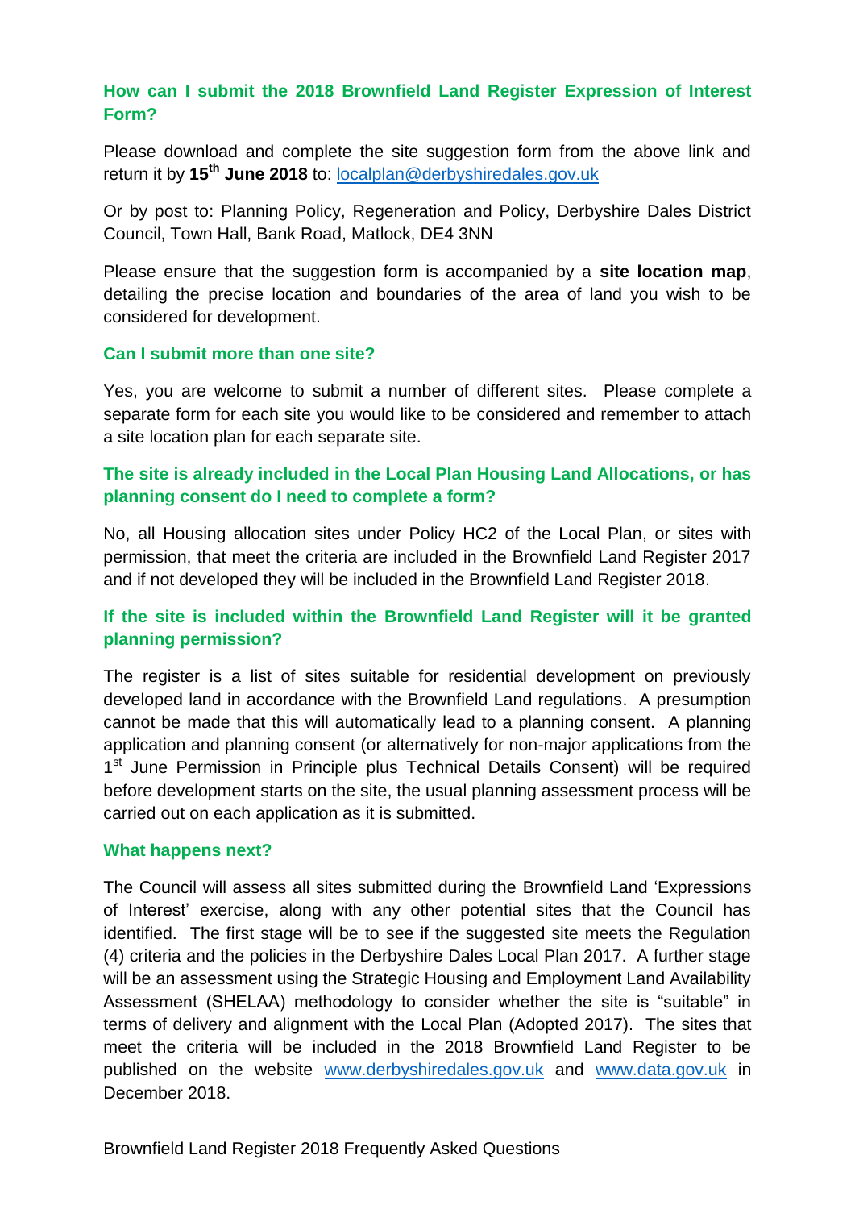### How can I submit the 2018 Brownfield Land Register Expression of Interest Form?

Please download and complete the site suggestion form from the above link and return it by **15th June 2018** to: localplan@derbyshiredales.gov.uk

Or by post to: Planning Policy, Regeneration and Policy, Derbyshire Dales District Council, Town Hall, Bank Road, Matlock, DE4 3NN

Please ensure that the suggestion form is accompanied by a **site location map**, detailing the precise location and boundaries of the area of land you wish to be considered for development.

### Can I submit more than one site?

Yes, you are welcome to submit a number of different sites. Please complete a separate form for each site you would like to be considered and remember to attach a site location plan for each separate site.

### The site is already included in the Local Plan Housing Land Allocations, or has planning consent do I need to complete a form?

No, all Housing allocation sites under Policy HC2 of the Local Plan, or sites with permission, that meet the criteria are included in the Brownfield Land Register 2017 and if not developed they will be included in the Brownfield Land Register 2018.

### If the site is included within the Brownfield Land Register will it be granted planning permission?

The register is a list of sites suitable for residential development on previously developed land in accordance with the Brownfield Land regulations. A presumption cannot be made that this will automatically lead to a planning consent. A planning application and planning consent (or alternatively for non-major applications from the 1st June Permission in Principle plus Technical Details Consent) will be required before development starts on the site, the usual planning assessment process will be carried out on each application as it is submitted.

### What happens next?

The Council will assess all sites submitted during the Brownfield Land 'Expressions of Interest' exercise, along with any other potential sites that the Council has identified. The first stage will be to see if the suggested site meets the Regulation (4) criteria and the policies in the Derbyshire Dales Local Plan 2017. A further stage will be an assessment using the Strategic Housing and Employment Land Availability Assessment (SHELAA) methodology to consider whether the site is "suitable" in terms of delivery and alignment with the Local Plan (Adopted 2017). The sites that meet the criteria will be included in the 2018 Brownfield Land Register to be published on the website www.derbyshiredales.gov.uk and www.data.gov.uk in December 2018.